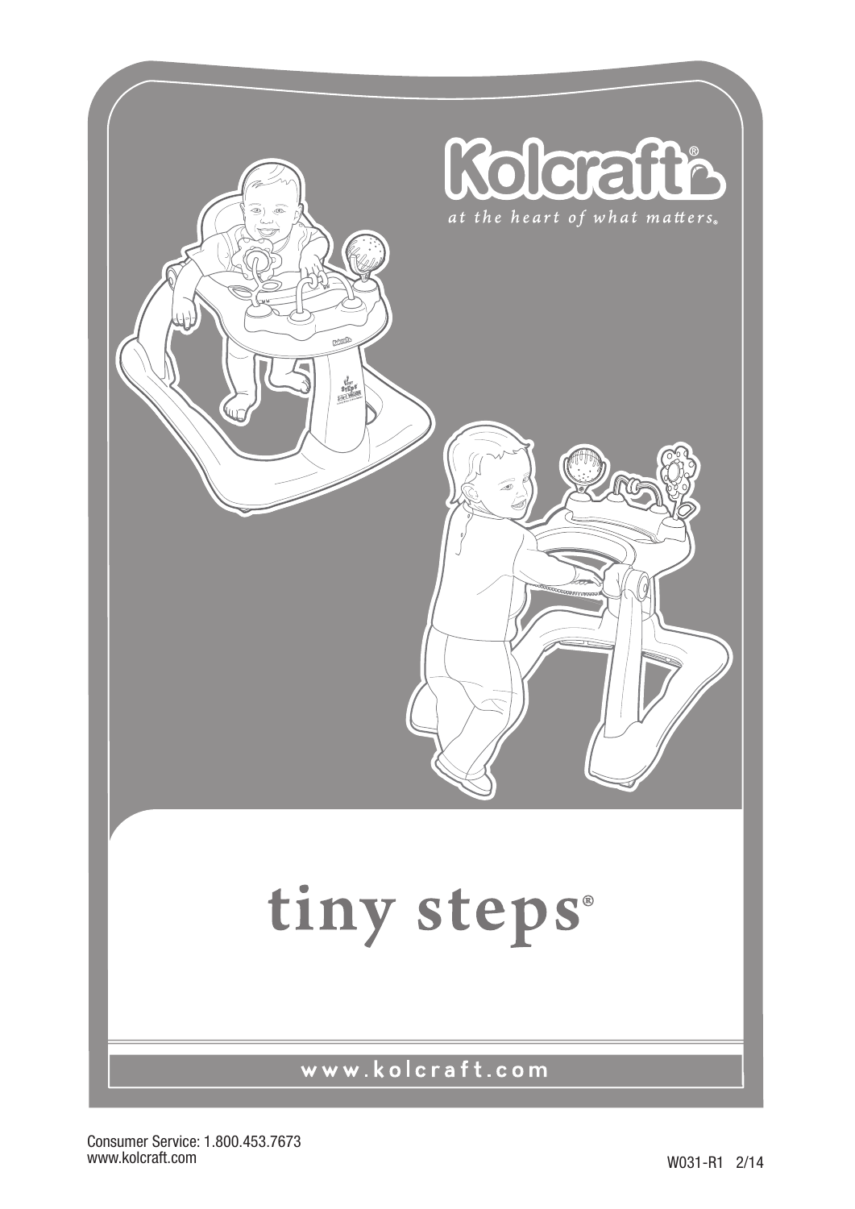Kolcraft®

*at the heart of what matters®*

# tiny steps®

www.kolcraft.com

Consumer Service: 1.800.453.7673
www.kolcraft.com

W031-R1 2/14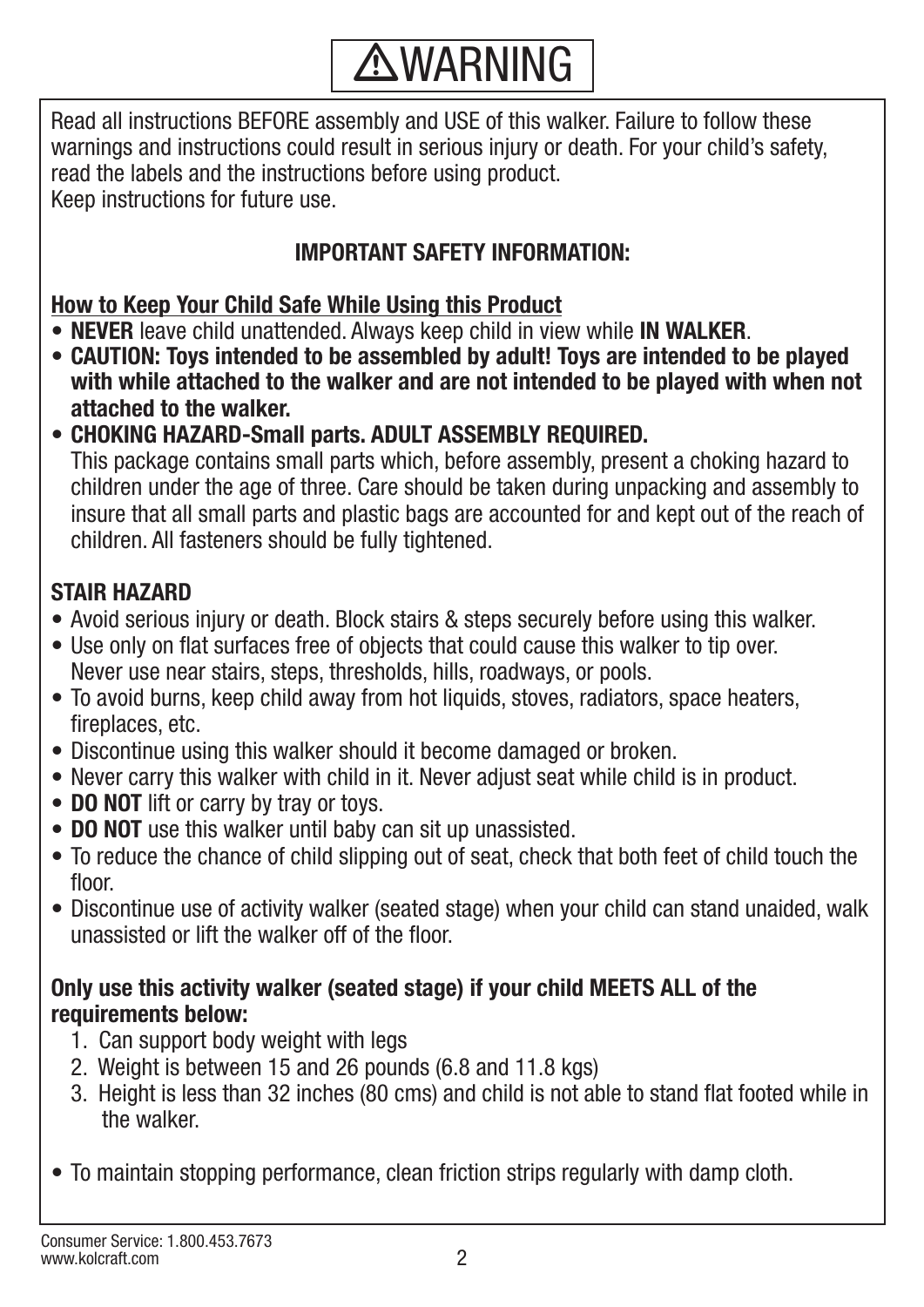# ⚠WARNING

Read all instructions BEFORE assembly and USE of this walker. Failure to follow these warnings and instructions could result in serious injury or death. For your child's safety, read the labels and the instructions before using product.
Keep instructions for future use.

**IMPORTANT SAFETY INFORMATION:**

**How to Keep Your Child Safe While Using this Product**

- **NEVER** leave child unattended. Always keep child in view while **IN WALKER**.
- **CAUTION: Toys intended to be assembled by adult! Toys are intended to be played with while attached to the walker and are not intended to be played with when not attached to the walker.**
- **CHOKING HAZARD-Small parts. ADULT ASSEMBLY REQUIRED.**
  This package contains small parts which, before assembly, present a choking hazard to children under the age of three. Care should be taken during unpacking and assembly to insure that all small parts and plastic bags are accounted for and kept out of the reach of children. All fasteners should be fully tightened.

**STAIR HAZARD**

- Avoid serious injury or death. Block stairs & steps securely before using this walker.
- Use only on flat surfaces free of objects that could cause this walker to tip over. Never use near stairs, steps, thresholds, hills, roadways, or pools.
- To avoid burns, keep child away from hot liquids, stoves, radiators, space heaters, fireplaces, etc.
- Discontinue using this walker should it become damaged or broken.
- Never carry this walker with child in it. Never adjust seat while child is in product.
- **DO NOT** lift or carry by tray or toys.
- **DO NOT** use this walker until baby can sit up unassisted.
- To reduce the chance of child slipping out of seat, check that both feet of child touch the floor.
- Discontinue use of activity walker (seated stage) when your child can stand unaided, walk unassisted or lift the walker off of the floor.

**Only use this activity walker (seated stage) if your child MEETS ALL of the requirements below:**

1. Can support body weight with legs
2. Weight is between 15 and 26 pounds (6.8 and 11.8 kgs)
3. Height is less than 32 inches (80 cms) and child is not able to stand flat footed while in the walker.

- To maintain stopping performance, clean friction strips regularly with damp cloth.

Consumer Service: 1.800.453.7673
www.kolcraft.com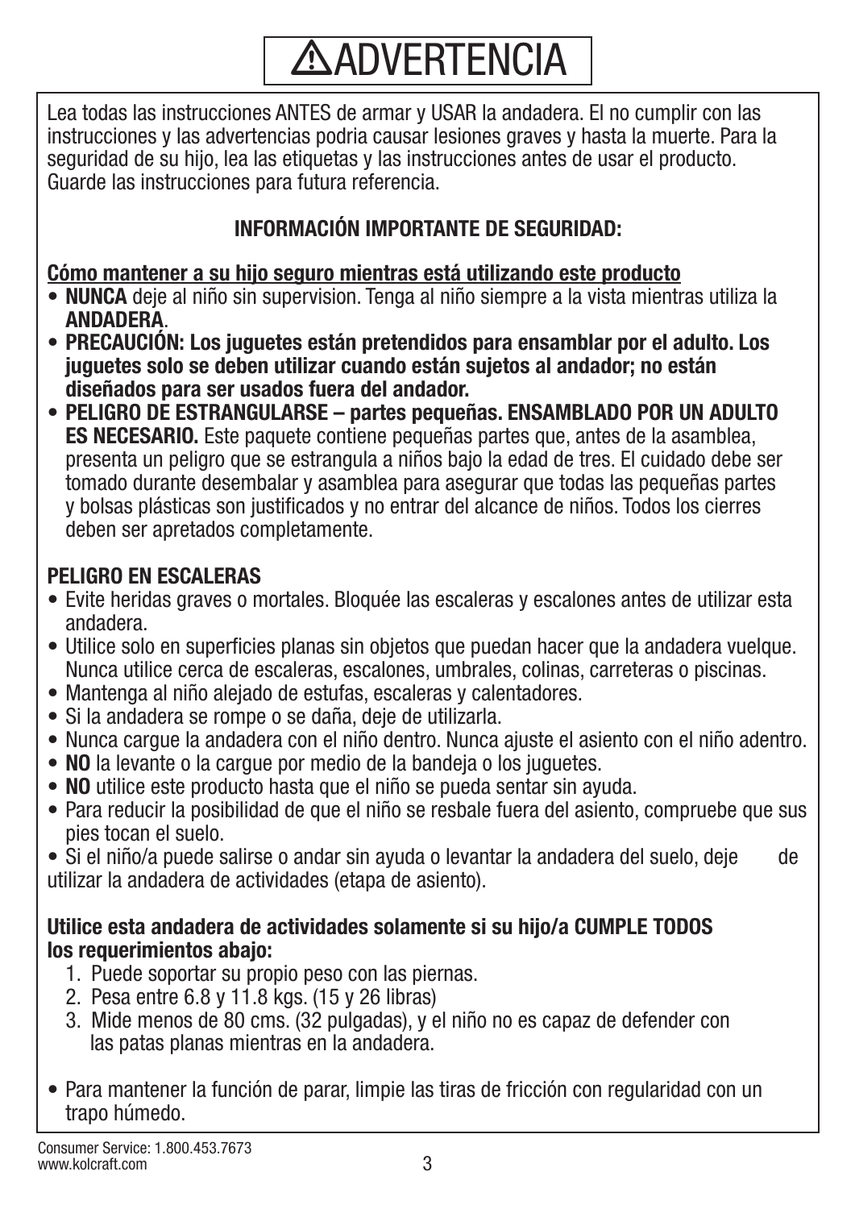# ⚠ADVERTENCIA

Lea todas las instrucciones ANTES de armar y USAR la andadera. El no cumplir con las instrucciones y las advertencias podria causar lesiones graves y hasta la muerte. Para la seguridad de su hijo, lea las etiquetas y las instrucciones antes de usar el producto. Guarde las instrucciones para futura referencia.

**INFORMACIÓN IMPORTANTE DE SEGURIDAD:**

**Cómo mantener a su hijo seguro mientras está utilizando este producto**

- **NUNCA** deje al niño sin supervision. Tenga al niño siempre a la vista mientras utiliza la **ANDADERA**.
- **PRECAUCIÓN: Los juguetes están pretendidos para ensamblar por el adulto. Los juguetes solo se deben utilizar cuando están sujetos al andador; no están diseñados para ser usados fuera del andador.**
- **PELIGRO DE ESTRANGULARSE – partes pequeñas. ENSAMBLADO POR UN ADULTO ES NECESARIO.** Este paquete contiene pequeñas partes que, antes de la asamblea, presenta un peligro que se estrangula a niños bajo la edad de tres. El cuidado debe ser tomado durante desembalar y asamblea para asegurar que todas las pequeñas partes y bolsas plásticas son justificados y no entrar del alcance de niños. Todos los cierres deben ser apretados completamente.

**PELIGRO EN ESCALERAS**

- Evite heridas graves o mortales. Bloquée las escaleras y escalones antes de utilizar esta andadera.
- Utilice solo en superficies planas sin objetos que puedan hacer que la andadera vuelque. Nunca utilice cerca de escaleras, escalones, umbrales, colinas, carreteras o piscinas.
- Mantenga al niño alejado de estufas, escaleras y calentadores.
- Si la andadera se rompe o se daña, deje de utilizarla.
- Nunca cargue la andadera con el niño dentro. Nunca ajuste el asiento con el niño adentro.
- **NO** la levante o la cargue por medio de la bandeja o los juguetes.
- **NO** utilice este producto hasta que el niño se pueda sentar sin ayuda.
- Para reducir la posibilidad de que el niño se resbale fuera del asiento, compruebe que sus pies tocan el suelo.
- Si el niño/a puede salirse o andar sin ayuda o levantar la andadera del suelo, deje de utilizar la andadera de actividades (etapa de asiento).

**Utilice esta andadera de actividades solamente si su hijo/a CUMPLE TODOS los requerimientos abajo:**

1. Puede soportar su propio peso con las piernas.
2. Pesa entre 6.8 y 11.8 kgs. (15 y 26 libras)
3. Mide menos de 80 cms. (32 pulgadas), y el niño no es capaz de defender con las patas planas mientras en la andadera.

- Para mantener la función de parar, limpie las tiras de fricción con regularidad con un trapo húmedo.

Consumer Service: 1.800.453.7673
www.kolcraft.com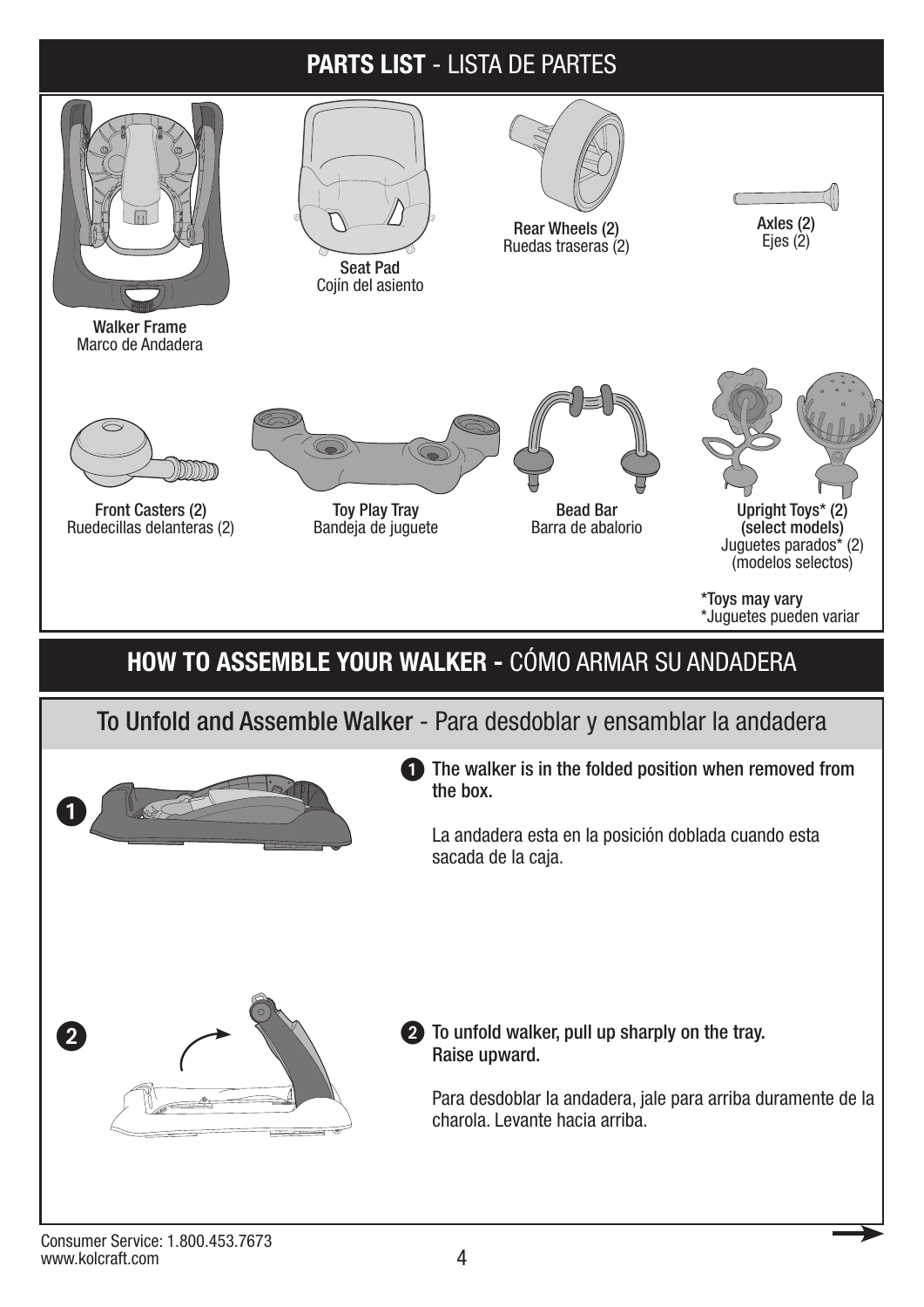## **PARTS LIST** - LISTA DE PARTES

**Walker Frame**
Marco de Andadera

**Seat Pad**
Cojín del asiento

**Rear Wheels (2)**
Ruedas traseras (2)

**Axles (2)**
Ejes (2)

**Front Casters (2)**
Ruedecillas delanteras (2)

**Toy Play Tray**
Bandeja de juguete

**Bead Bar**
Barra de abalorio

**Upright Toys* (2)**
**(select models)**
Juguetes parados* (2)
(modelos selectos)

***Toys may vary**
*Juguetes pueden variar

## **HOW TO ASSEMBLE YOUR WALKER -** CÓMO ARMAR SU ANDADERA

### **To Unfold and Assemble Walker** - Para desdoblar y ensamblar la andadera

**1** **The walker is in the folded position when removed from the box.**

La andadera esta en la posición doblada cuando esta sacada de la caja.

**2** **To unfold walker, pull up sharply on the tray. Raise upward.**

Para desdoblar la andadera, jale para arriba duramente de la charola. Levante hacia arriba.

Consumer Service: 1.800.453.7673
www.kolcraft.com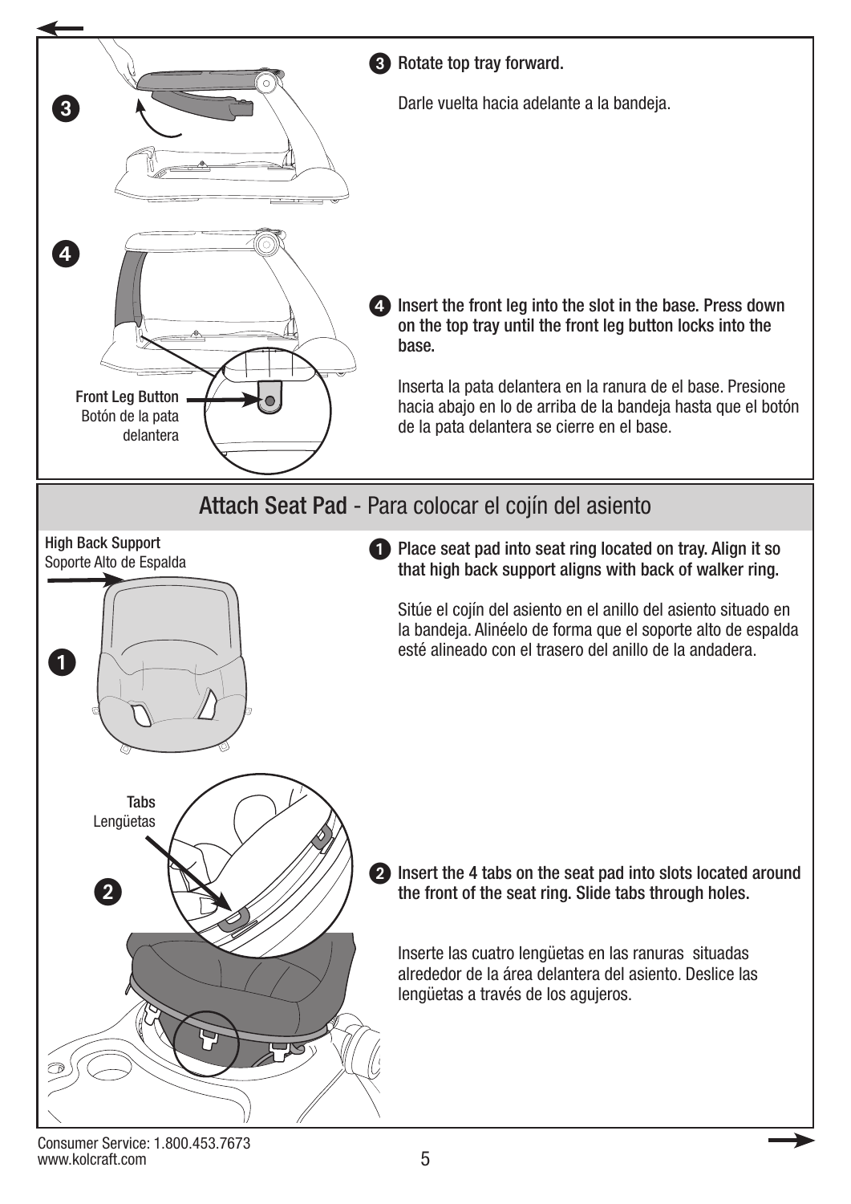3 Rotate top tray forward.

Darle vuelta hacia adelante a la bandeja.

Front Leg Button
Botón de la pata delantera

4 Insert the front leg into the slot in the base. Press down on the top tray until the front leg button locks into the base.

Inserta la pata delantera en la ranura de el base. Presione hacia abajo en lo de arriba de la bandeja hasta que el botón de la pata delantera se cierre en el base.

## Attach Seat Pad - Para colocar el cojín del asiento

High Back Support
Soporte Alto de Espalda

1 Place seat pad into seat ring located on tray. Align it so that high back support aligns with back of walker ring.

Sitúe el cojín del asiento en el anillo del asiento situado en la bandeja. Alinéelo de forma que el soporte alto de espalda esté alineado con el trasero del anillo de la andadera.

Tabs
Lengüetas

2 Insert the 4 tabs on the seat pad into slots located around the front of the seat ring. Slide tabs through holes.

Inserte las cuatro lengüetas en las ranuras situadas alrededor de la área delantera del asiento. Deslice las lengüetas a través de los agujeros.

Consumer Service: 1.800.453.7673
www.kolcraft.com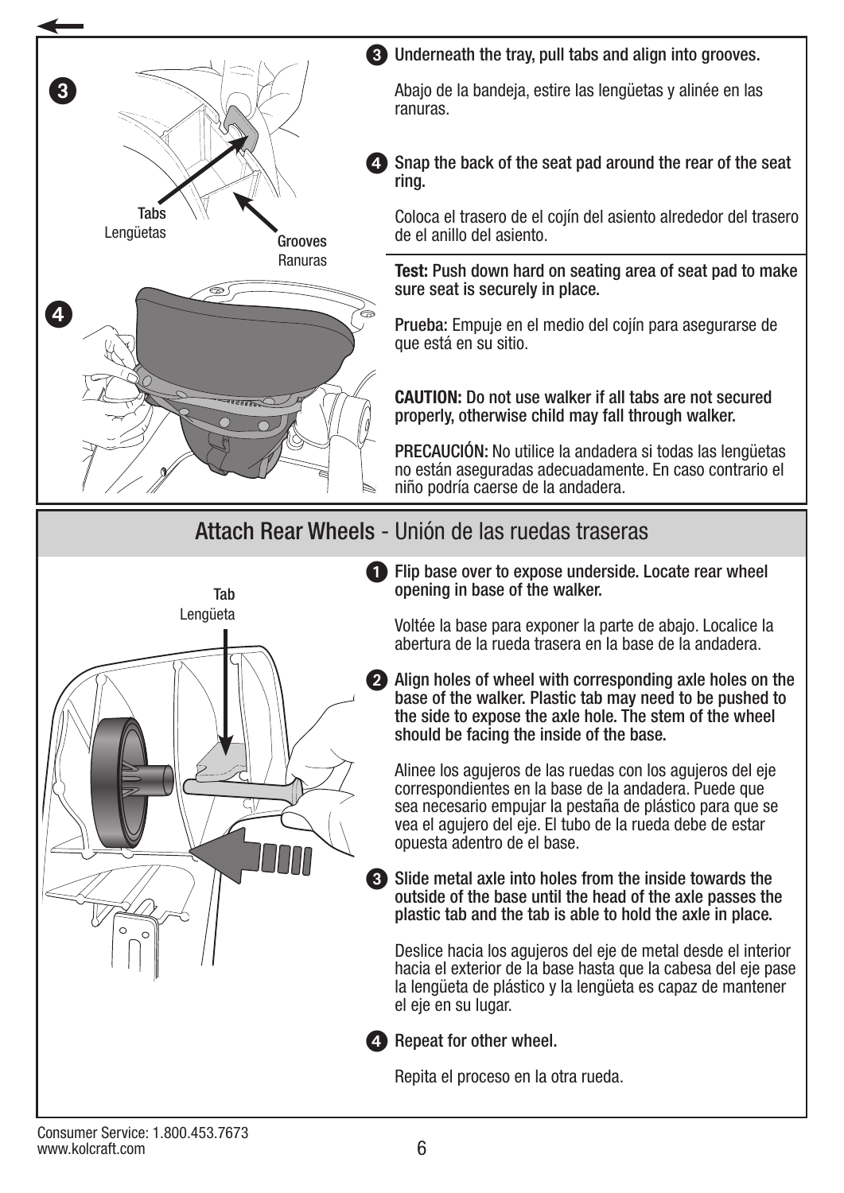Tabs
Lengüetas

Grooves
Ranuras

3. **Underneath the tray, pull tabs and align into grooves.**

   Abajo de la bandeja, estire las lengüetas y alinée en las ranuras.

4. **Snap the back of the seat pad around the rear of the seat ring.**

   Coloca el trasero de el cojín del asiento alrededor del trasero de el anillo del asiento.

**Test:** Push down hard on seating area of seat pad to make sure seat is securely in place.

**Prueba:** Empuje en el medio del cojín para asegurarse de que está en su sitio.

**CAUTION:** Do not use walker if all tabs are not secured properly, otherwise child may fall through walker.

**PRECAUCIÓN:** No utilice la andadera si todas las lengüetas no están aseguradas adecuadamente. En caso contrario el niño podría caerse de la andadera.

## Attach Rear Wheels - Unión de las ruedas traseras

Tab
Lengüeta

1. **Flip base over to expose underside. Locate rear wheel opening in base of the walker.**

   Voltée la base para exponer la parte de abajo. Localice la abertura de la rueda trasera en la base de la andadera.

2. **Align holes of wheel with corresponding axle holes on the base of the walker. Plastic tab may need to be pushed to the side to expose the axle hole. The stem of the wheel should be facing the inside of the base.**

   Alinee los agujeros de las ruedas con los agujeros del eje correspondientes en la base de la andadera. Puede que sea necesario empujar la pestaña de plástico para que se vea el agujero del eje. El tubo de la rueda debe de estar opuesta adentro de el base.

3. **Slide metal axle into holes from the inside towards the outside of the base until the head of the axle passes the plastic tab and the tab is able to hold the axle in place.**

   Deslice hacia los agujeros del eje de metal desde el interior hacia el exterior de la base hasta que la cabesa del eje pase la lengüeta de plástico y la lengüeta es capaz de mantener el eje en su lugar.

4. **Repeat for other wheel.**

   Repita el proceso en la otra rueda.

Consumer Service: 1.800.453.7673
www.kolcraft.com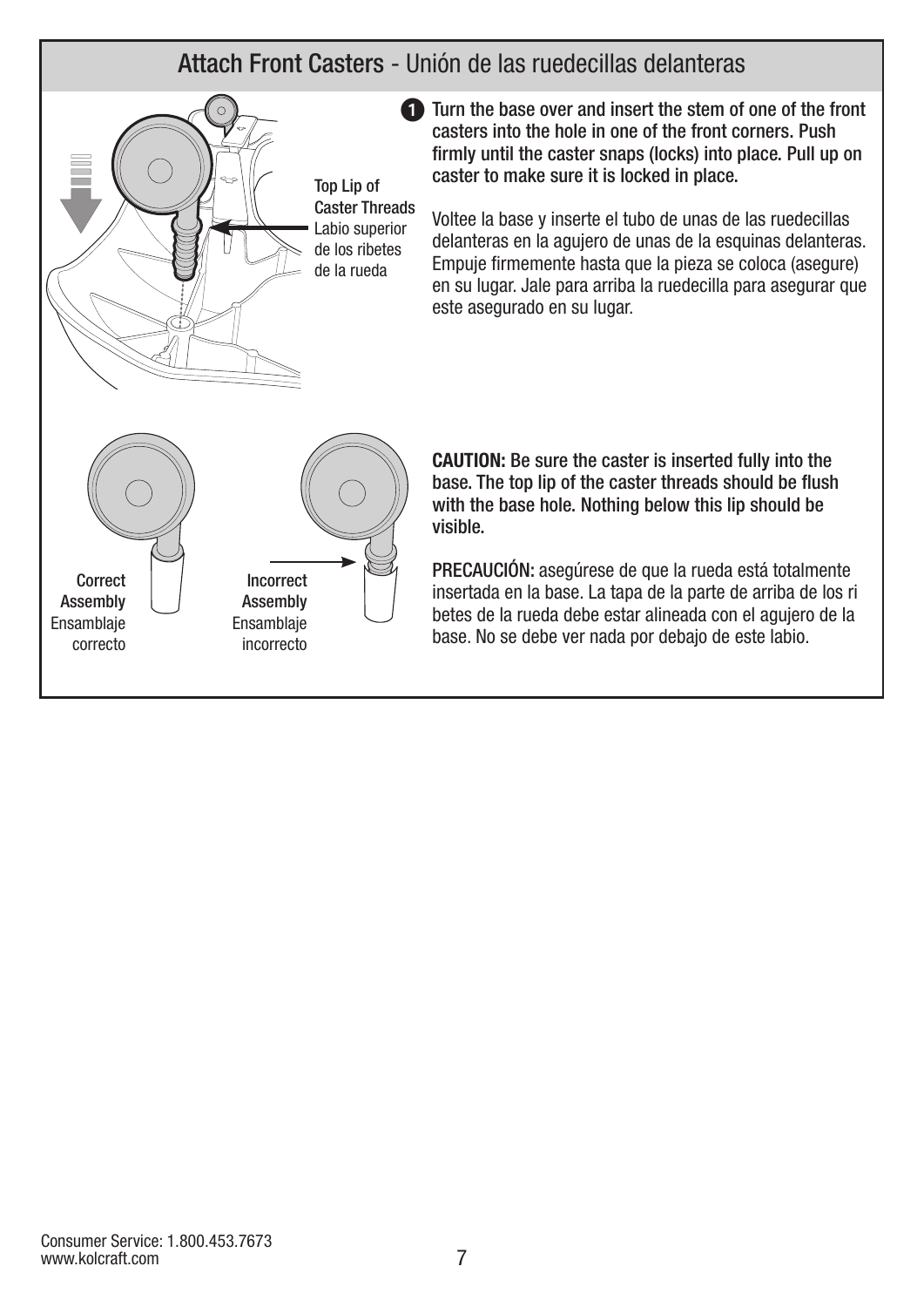## Attach Front Casters - Unión de las ruedecillas delanteras

Top Lip of Caster Threads
Labio superior de los ribetes de la rueda

**1** **Turn the base over and insert the stem of one of the front casters into the hole in one of the front corners. Push firmly until the caster snaps (locks) into place. Pull up on caster to make sure it is locked in place.**

Voltee la base y inserte el tubo de unas de las ruedecillas delanteras en la agujero de unas de la esquinas delanteras. Empuje firmemente hasta que la pieza se coloca (asegure) en su lugar. Jale para arriba la ruedecilla para asegurar que este asegurado en su lugar.

**Correct Assembly**
Ensamblaje correcto

**Incorrect Assembly**
Ensamblaje incorrecto

**CAUTION: Be sure the caster is inserted fully into the base. The top lip of the caster threads should be flush with the base hole. Nothing below this lip should be visible.**

**PRECAUCIÓN:** asegúrese de que la rueda está totalmente insertada en la base. La tapa de la parte de arriba de los ri betes de la rueda debe estar alineada con el agujero de la base. No se debe ver nada por debajo de este labio.

Consumer Service: 1.800.453.7673
www.kolcraft.com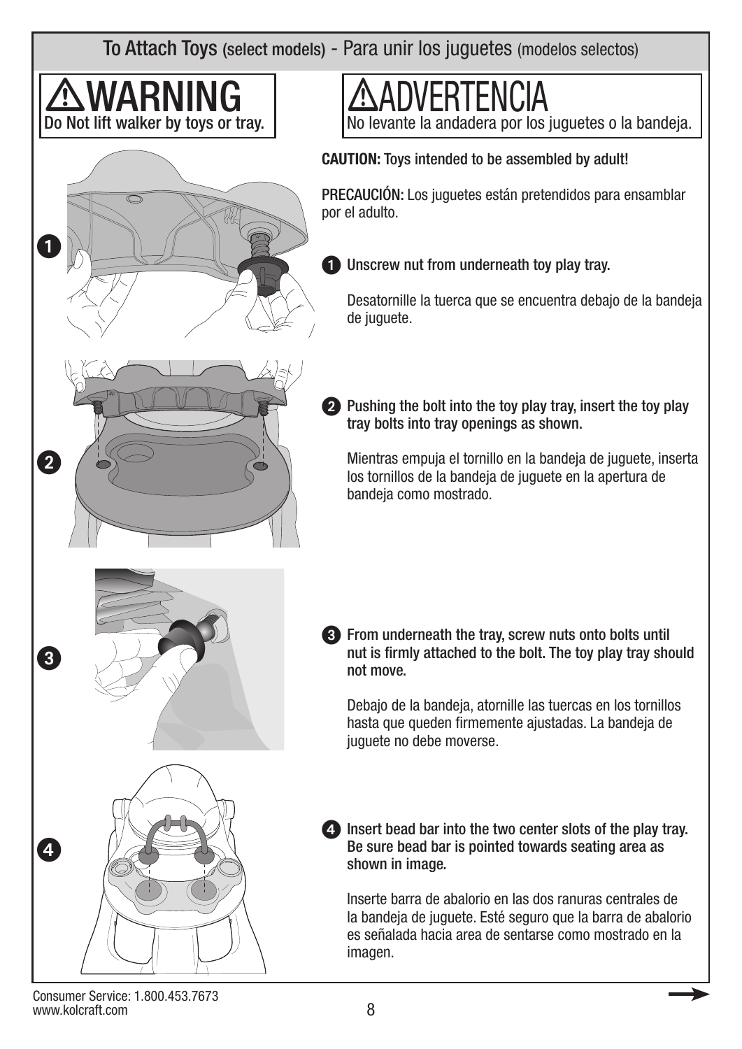## To Attach Toys (select models) - Para unir los juguetes (modelos selectos)

**⚠WARNING**
Do Not lift walker by toys or tray.

**⚠ADVERTENCIA**
No levante la andadera por los juguetes o la bandeja.

**CAUTION:** Toys intended to be assembled by adult!

**PRECAUCIÓN:** Los juguetes están pretendidos para ensamblar por el adulto.

1. **Unscrew nut from underneath toy play tray.**

   Desatornille la tuerca que se encuentra debajo de la bandeja de juguete.

2. **Pushing the bolt into the toy play tray, insert the toy play tray bolts into tray openings as shown.**

   Mientras empuja el tornillo en la bandeja de juguete, inserta los tornillos de la bandeja de juguete en la apertura de bandeja como mostrado.

3. **From underneath the tray, screw nuts onto bolts until nut is firmly attached to the bolt. The toy play tray should not move.**

   Debajo de la bandeja, atornille las tuercas en los tornillos hasta que queden firmemente ajustadas. La bandeja de juguete no debe moverse.

4. **Insert bead bar into the two center slots of the play tray. Be sure bead bar is pointed towards seating area as shown in image.**

   Inserte barra de abalorio en las dos ranuras centrales de la bandeja de juguete. Esté seguro que la barra de abalorio es señalada hacia area de sentarse como mostrado en la imagen.

Consumer Service: 1.800.453.7673
www.kolcraft.com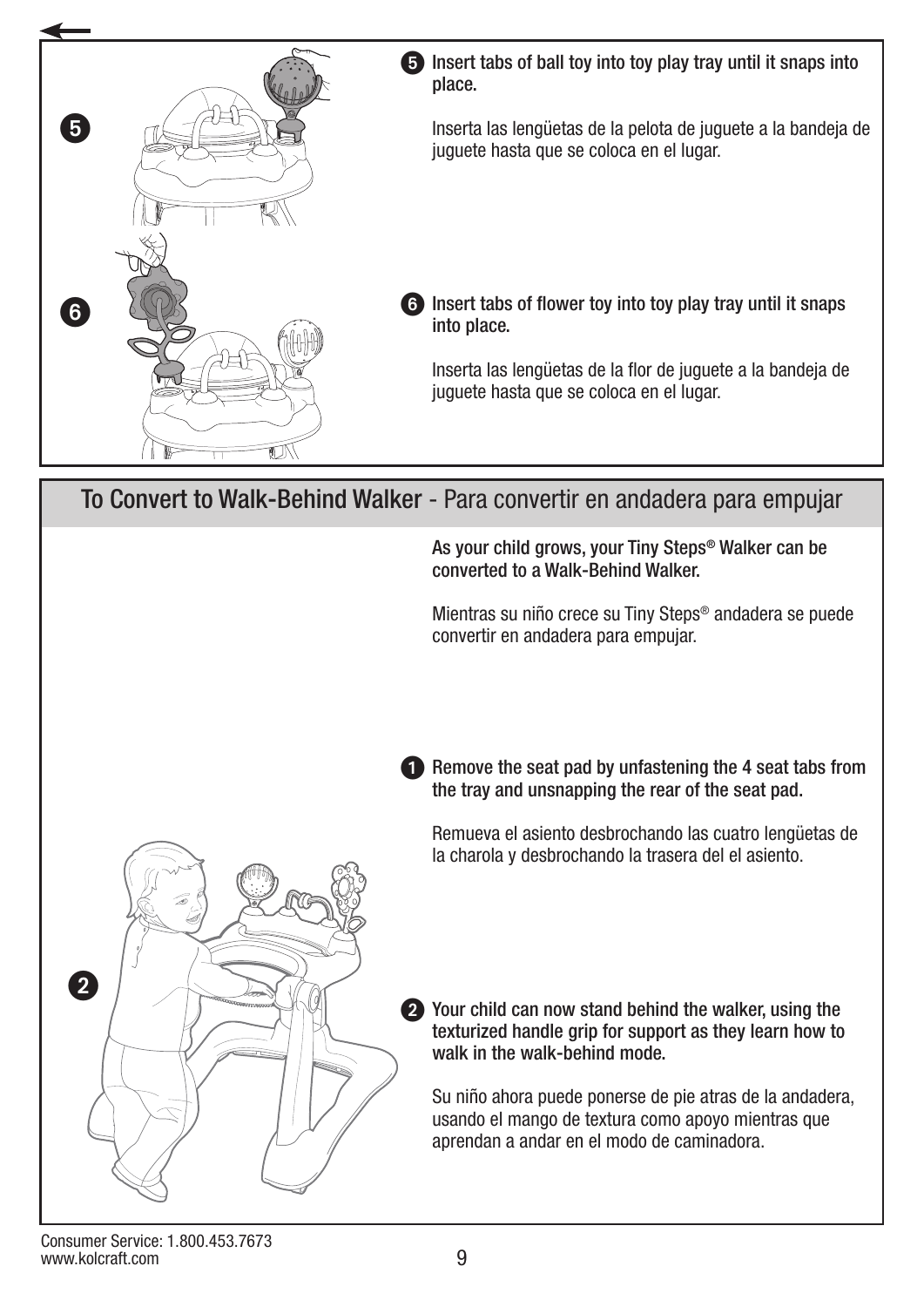5. **Insert tabs of ball toy into toy play tray until it snaps into place.**

   Inserta las lengüetas de la pelota de juguete a la bandeja de juguete hasta que se coloca en el lugar.

6. **Insert tabs of flower toy into toy play tray until it snaps into place.**

   Inserta las lengüetas de la flor de juguete a la bandeja de juguete hasta que se coloca en el lugar.

## To Convert to Walk-Behind Walker - Para convertir en andadera para empujar

**As your child grows, your Tiny Steps® Walker can be converted to a Walk-Behind Walker.**

Mientras su niño crece su Tiny Steps® andadera se puede convertir en andadera para empujar.

1. **Remove the seat pad by unfastening the 4 seat tabs from the tray and unsnapping the rear of the seat pad.**

   Remueva el asiento desbrochando las cuatro lengüetas de la charola y desbrochando la trasera del el asiento.

2. **Your child can now stand behind the walker, using the texturized handle grip for support as they learn how to walk in the walk-behind mode.**

   Su niño ahora puede ponerse de pie atras de la andadera, usando el mango de textura como apoyo mientras que aprendan a andar en el modo de caminadora.

Consumer Service: 1.800.453.7673
www.kolcraft.com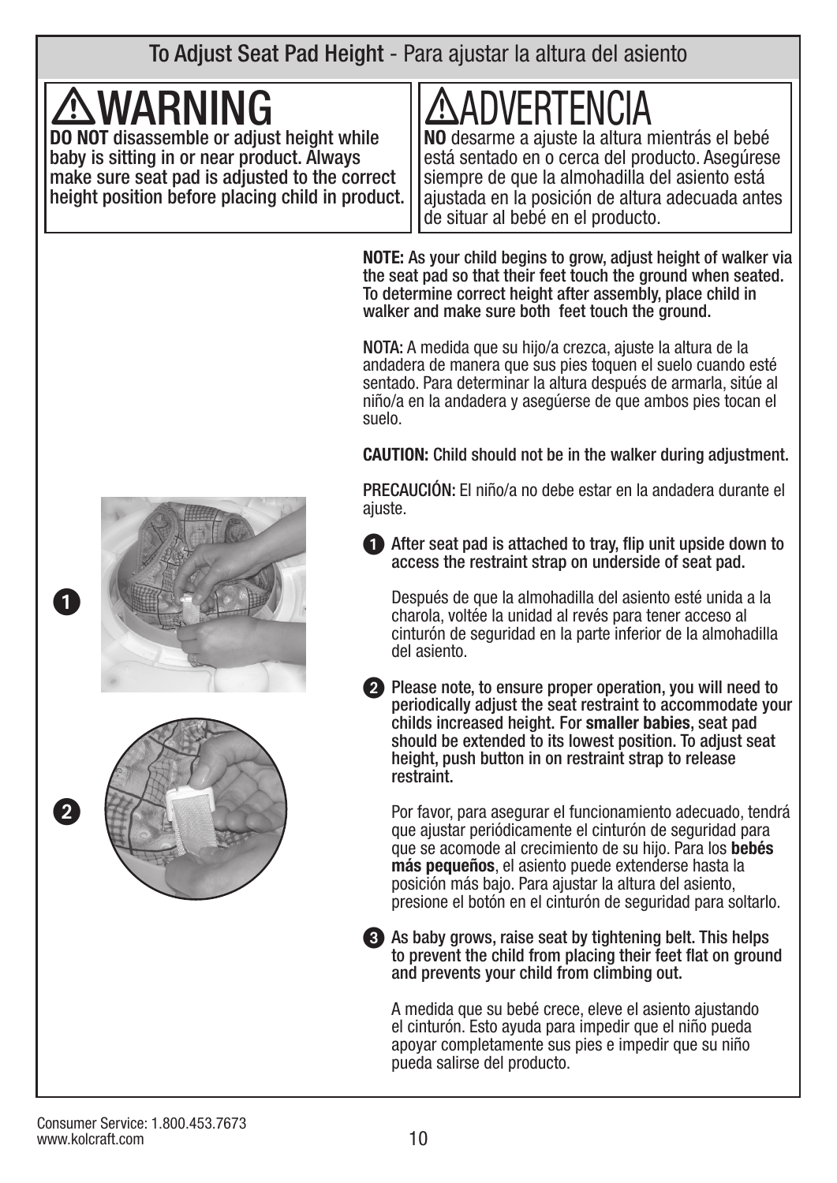## To Adjust Seat Pad Height - Para ajustar la altura del asiento

### ⚠WARNING

**DO NOT** disassemble or adjust height while baby is sitting in or near product. Always make sure seat pad is adjusted to the correct height position before placing child in product.

### ⚠ADVERTENCIA

**NO** desarme a ajuste la altura mientrás el bebé está sentado en o cerca del producto. Asegúrese siempre de que la almohadilla del asiento está ajustada en la posición de altura adecuada antes de situar al bebé en el producto.

**NOTE: As your child begins to grow, adjust height of walker via the seat pad so that their feet touch the ground when seated. To determine correct height after assembly, place child in walker and make sure both feet touch the ground.**

NOTA: A medida que su hijo/a crezca, ajuste la altura de la andadera de manera que sus pies toquen el suelo cuando esté sentado. Para determinar la altura después de armarla, sitúe al niño/a en la andadera y asegúerse de que ambos pies tocan el suelo.

**CAUTION: Child should not be in the walker during adjustment.**

PRECAUCIÓN: El niño/a no debe estar en la andadera durante el ajuste.

1. **After seat pad is attached to tray, flip unit upside down to access the restraint strap on underside of seat pad.**

   Después de que la almohadilla del asiento esté unida a la charola, voltée la unidad al revés para tener acceso al cinturón de seguridad en la parte inferior de la almohadilla del asiento.

2. **Please note, to ensure proper operation, you will need to periodically adjust the seat restraint to accommodate your childs increased height. For smaller babies, seat pad should be extended to its lowest position. To adjust seat height, push button in on restraint strap to release restraint.**

   Por favor, para asegurar el funcionamiento adecuado, tendrá que ajustar periódicamente el cinturón de seguridad para que se acomode al crecimiento de su hijo. Para los **bebés más pequeños**, el asiento puede extenderse hasta la posición más bajo. Para ajustar la altura del asiento, presione el botón en el cinturón de seguridad para soltarlo.

3. **As baby grows, raise seat by tightening belt. This helps to prevent the child from placing their feet flat on ground and prevents your child from climbing out.**

   A medida que su bebé crece, eleve el asiento ajustando el cinturón. Esto ayuda para impedir que el niño pueda apoyar completamente sus pies e impedir que su niño pueda salirse del producto.

Consumer Service: 1.800.453.7673
www.kolcraft.com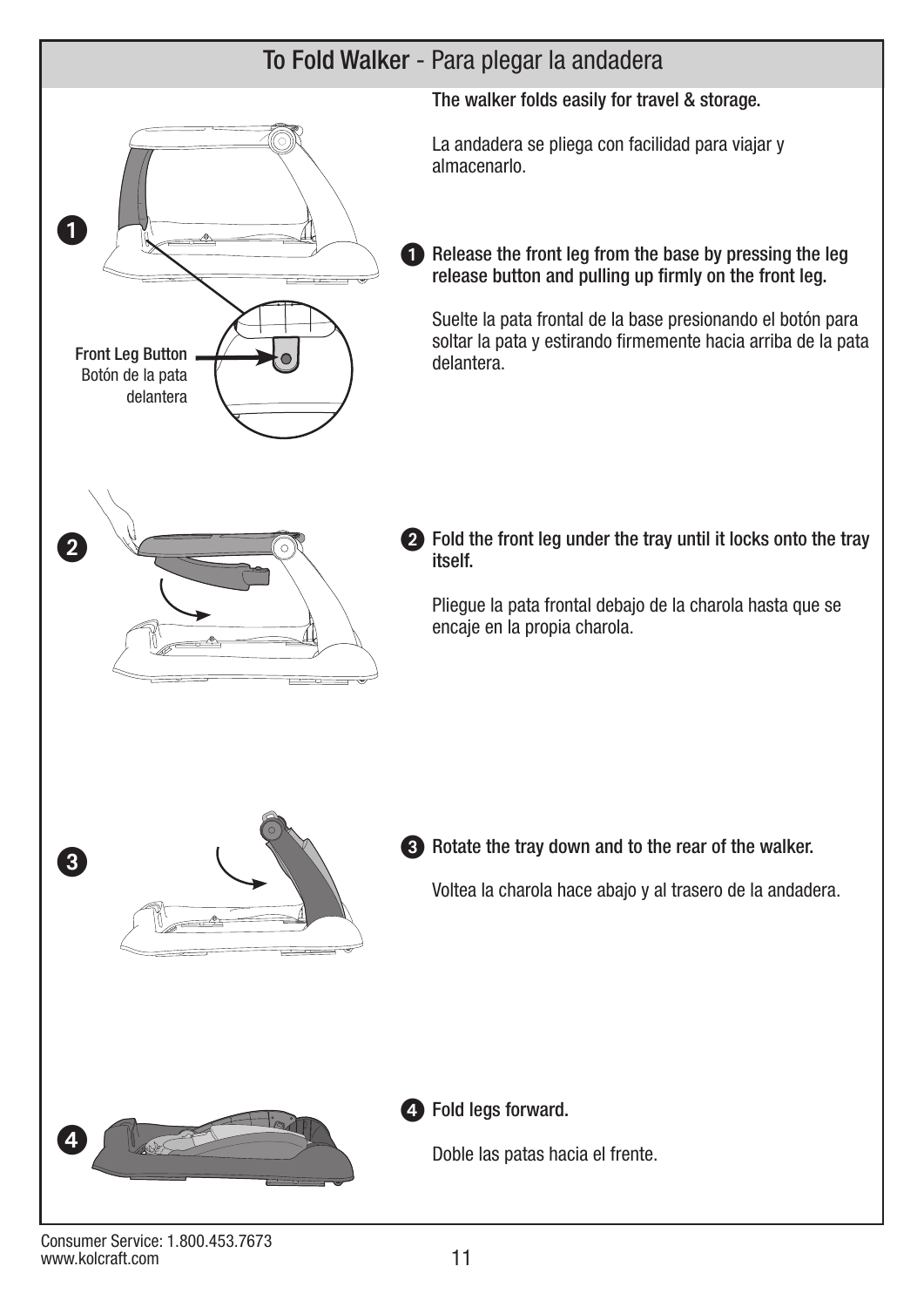## To Fold Walker - Para plegar la andadera

**The walker folds easily for travel & storage.**

La andadera se pliega con facilidad para viajar y almacenarlo.

Front Leg Button
Botón de la pata delantera

1. **Release the front leg from the base by pressing the leg release button and pulling up firmly on the front leg.**

   Suelte la pata frontal de la base presionando el botón para soltar la pata y estirando firmemente hacia arriba de la pata delantera.

2. **Fold the front leg under the tray until it locks onto the tray itself.**

   Pliegue la pata frontal debajo de la charola hasta que se encaje en la propia charola.

3. **Rotate the tray down and to the rear of the walker.**

   Voltea la charola hace abajo y al trasero de la andadera.

4. **Fold legs forward.**

   Doble las patas hacia el frente.

Consumer Service: 1.800.453.7673
www.kolcraft.com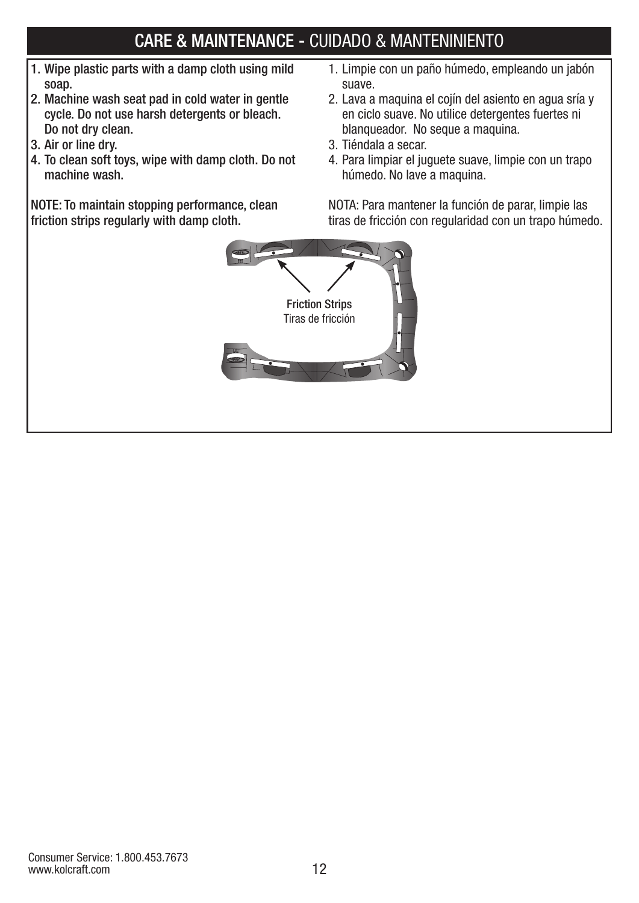# CARE & MAINTENANCE - CUIDADO & MANTENINIENTO

1. **Wipe plastic parts with a damp cloth using mild soap.**
2. **Machine wash seat pad in cold water in gentle cycle. Do not use harsh detergents or bleach. Do not dry clean.**
3. **Air or line dry.**
4. **To clean soft toys, wipe with damp cloth. Do not machine wash.**

**NOTE: To maintain stopping performance, clean friction strips regularly with damp cloth.**

1. Limpie con un paño húmedo, empleando un jabón suave.
2. Lava a maquina el cojín del asiento en agua sría y en ciclo suave. No utilice detergentes fuertes ni blanqueador. No seque a maquina.
3. Tiéndala a secar.
4. Para limpiar el juguete suave, limpie con un trapo húmedo. No lave a maquina.

NOTA: Para mantener la función de parar, limpie las tiras de fricción con regularidad con un trapo húmedo.

**Friction Strips**
Tiras de fricción

Consumer Service: 1.800.453.7673
www.kolcraft.com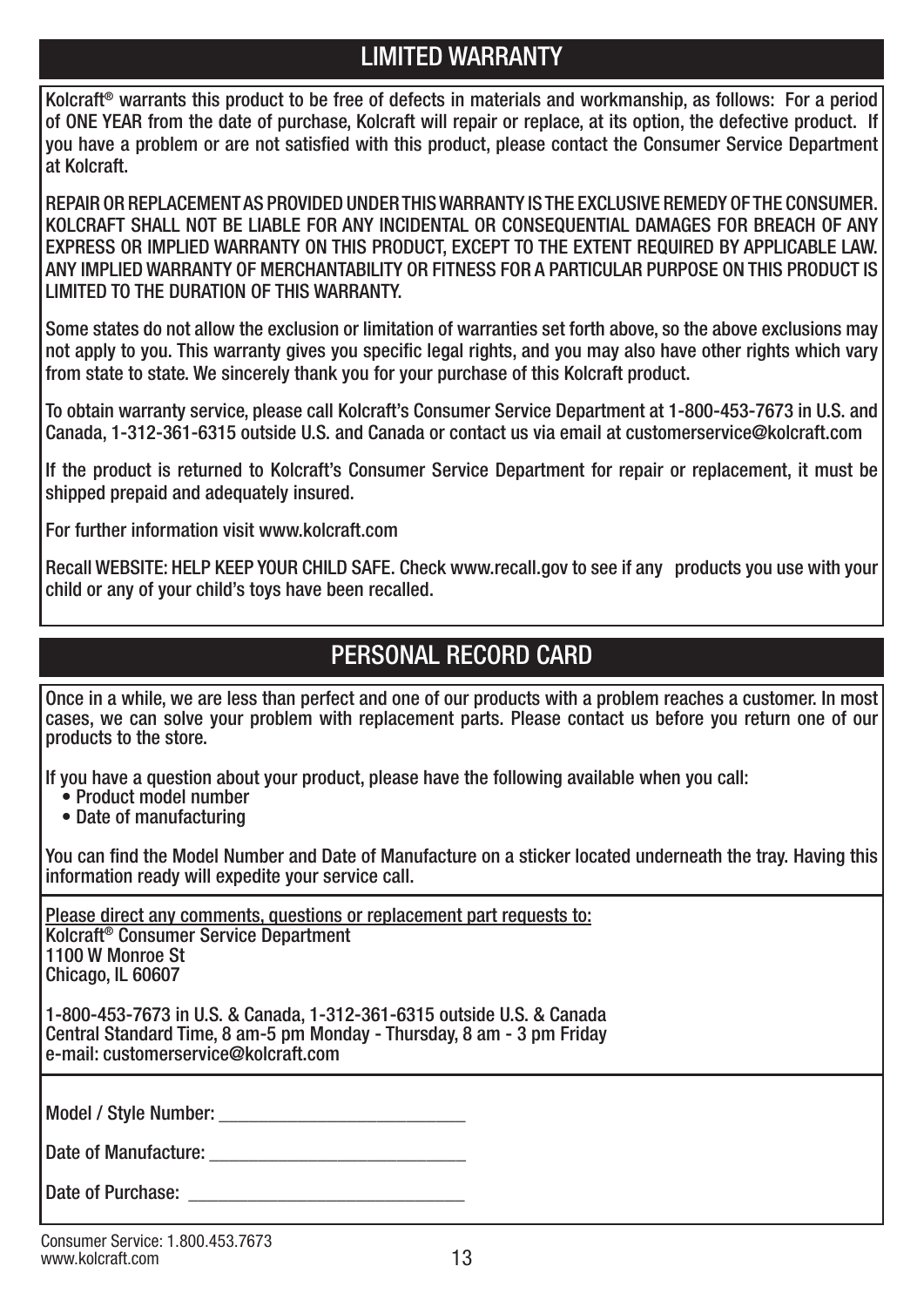## LIMITED WARRANTY

Kolcraft® warrants this product to be free of defects in materials and workmanship, as follows: For a period of ONE YEAR from the date of purchase, Kolcraft will repair or replace, at its option, the defective product. If you have a problem or are not satisfied with this product, please contact the Consumer Service Department at Kolcraft.

REPAIR OR REPLACEMENT AS PROVIDED UNDER THIS WARRANTY IS THE EXCLUSIVE REMEDY OF THE CONSUMER. KOLCRAFT SHALL NOT BE LIABLE FOR ANY INCIDENTAL OR CONSEQUENTIAL DAMAGES FOR BREACH OF ANY EXPRESS OR IMPLIED WARRANTY ON THIS PRODUCT, EXCEPT TO THE EXTENT REQUIRED BY APPLICABLE LAW. ANY IMPLIED WARRANTY OF MERCHANTABILITY OR FITNESS FOR A PARTICULAR PURPOSE ON THIS PRODUCT IS LIMITED TO THE DURATION OF THIS WARRANTY.

Some states do not allow the exclusion or limitation of warranties set forth above, so the above exclusions may not apply to you. This warranty gives you specific legal rights, and you may also have other rights which vary from state to state. We sincerely thank you for your purchase of this Kolcraft product.

To obtain warranty service, please call Kolcraft's Consumer Service Department at 1-800-453-7673 in U.S. and Canada, 1-312-361-6315 outside U.S. and Canada or contact us via email at customerservice@kolcraft.com

If the product is returned to Kolcraft's Consumer Service Department for repair or replacement, it must be shipped prepaid and adequately insured.

For further information visit www.kolcraft.com

Recall WEBSITE: HELP KEEP YOUR CHILD SAFE. Check www.recall.gov to see if any products you use with your child or any of your child's toys have been recalled.

## PERSONAL RECORD CARD

Once in a while, we are less than perfect and one of our products with a problem reaches a customer. In most cases, we can solve your problem with replacement parts. Please contact us before you return one of our products to the store.

If you have a question about your product, please have the following available when you call:

- Product model number
- Date of manufacturing

You can find the Model Number and Date of Manufacture on a sticker located underneath the tray. Having this information ready will expedite your service call.

Please direct any comments, questions or replacement part requests to:
Kolcraft® Consumer Service Department
1100 W Monroe St
Chicago, IL 60607

1-800-453-7673 in U.S. & Canada, 1-312-361-6315 outside U.S. & Canada
Central Standard Time, 8 am-5 pm Monday - Thursday, 8 am - 3 pm Friday
e-mail: customerservice@kolcraft.com

Model / Style Number: ___________________________

Date of Manufacture: ___________________________

Date of Purchase: ______________________________

Consumer Service: 1.800.453.7673
www.kolcraft.com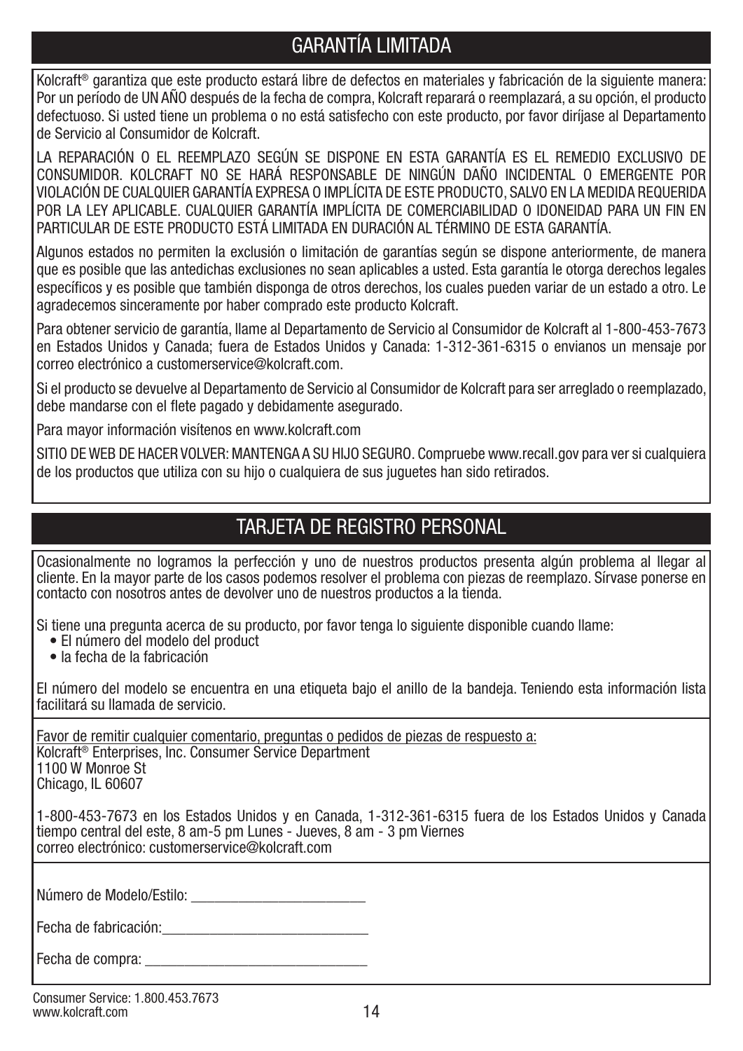## GARANTÍA LIMITADA

Kolcraft® garantiza que este producto estará libre de defectos en materiales y fabricación de la siguiente manera: Por un período de UN AÑO después de la fecha de compra, Kolcraft reparará o reemplazará, a su opción, el producto defectuoso. Si usted tiene un problema o no está satisfecho con este producto, por favor diríjase al Departamento de Servicio al Consumidor de Kolcraft.

LA REPARACIÓN O EL REEMPLAZO SEGÚN SE DISPONE EN ESTA GARANTÍA ES EL REMEDIO EXCLUSIVO DE CONSUMIDOR. KOLCRAFT NO SE HARÁ RESPONSABLE DE NINGÚN DAÑO INCIDENTAL O EMERGENTE POR VIOLACIÓN DE CUALQUIER GARANTÍA EXPRESA O IMPLÍCITA DE ESTE PRODUCTO, SALVO EN LA MEDIDA REQUERIDA POR LA LEY APLICABLE. CUALQUIER GARANTÍA IMPLÍCITA DE COMERCIABILIDAD O IDONEIDAD PARA UN FIN EN PARTICULAR DE ESTE PRODUCTO ESTÁ LIMITADA EN DURACIÓN AL TÉRMINO DE ESTA GARANTÍA.

Algunos estados no permiten la exclusión o limitación de garantías según se dispone anteriormente, de manera que es posible que las antedichas exclusiones no sean aplicables a usted. Esta garantía le otorga derechos legales específicos y es posible que también disponga de otros derechos, los cuales pueden variar de un estado a otro. Le agradecemos sinceramente por haber comprado este producto Kolcraft.

Para obtener servicio de garantía, llame al Departamento de Servicio al Consumidor de Kolcraft al 1-800-453-7673 en Estados Unidos y Canada; fuera de Estados Unidos y Canada: 1-312-361-6315 o envianos un mensaje por correo electrónico a customerservice@kolcraft.com.

Si el producto se devuelve al Departamento de Servicio al Consumidor de Kolcraft para ser arreglado o reemplazado, debe mandarse con el flete pagado y debidamente asegurado.

Para mayor información visítenos en www.kolcraft.com

SITIO DE WEB DE HACER VOLVER: MANTENGA A SU HIJO SEGURO. Compruebe www.recall.gov para ver si cualquiera de los productos que utiliza con su hijo o cualquiera de sus juguetes han sido retirados.

## TARJETA DE REGISTRO PERSONAL

Ocasionalmente no logramos la perfección y uno de nuestros productos presenta algún problema al llegar al cliente. En la mayor parte de los casos podemos resolver el problema con piezas de reemplazo. Sírvase ponerse en contacto con nosotros antes de devolver uno de nuestros productos a la tienda.

Si tiene una pregunta acerca de su producto, por favor tenga lo siguiente disponible cuando llame:

- El número del modelo del product
- la fecha de la fabricación

El número del modelo se encuentra en una etiqueta bajo el anillo de la bandeja. Teniendo esta información lista facilitará su llamada de servicio.

Favor de remitir cualquier comentario, preguntas o pedidos de piezas de respuesto a:
Kolcraft® Enterprises, Inc. Consumer Service Department
1100 W Monroe St
Chicago, IL 60607

1-800-453-7673 en los Estados Unidos y en Canada, 1-312-361-6315 fuera de los Estados Unidos y Canada tiempo central del este, 8 am-5 pm Lunes - Jueves, 8 am - 3 pm Viernes
correo electrónico: customerservice@kolcraft.com

Número de Modelo/Estilo: ________________________

Fecha de fabricación:____________________________

Fecha de compra: ______________________________

Consumer Service: 1.800.453.7673
www.kolcraft.com